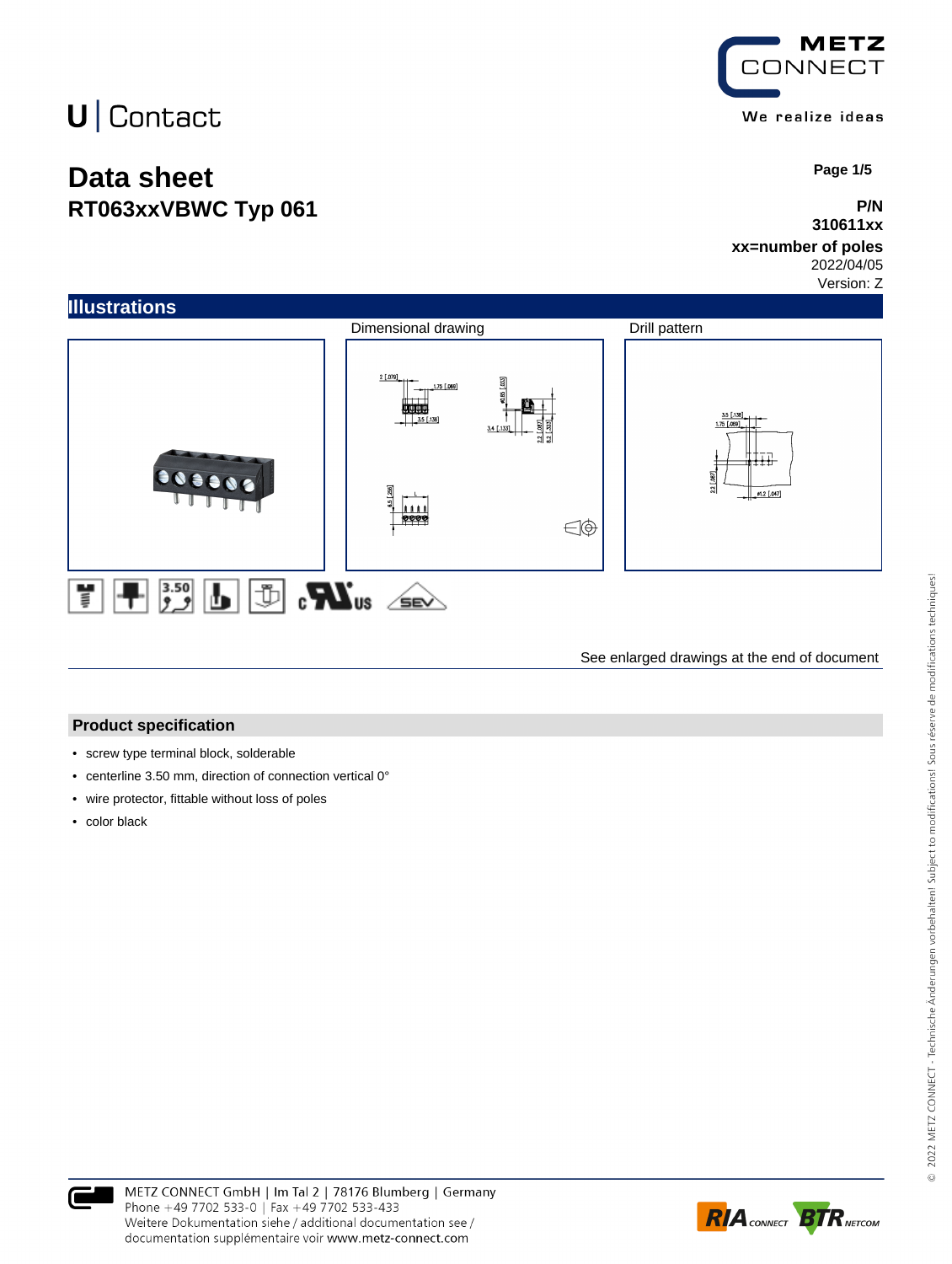U | Contact

METZ CONNECT

We realize ideas

# Data sheet

## RT063xxVBWC Typ 061

**P/N**
**310611xx**
**xx=number of poles**
2022/04/05
Version: Z

## Illustrations

Dimensional drawing

Drill pattern

See enlarged drawings at the end of document

## Product specification

- screw type terminal block, solderable
- centerline 3.50 mm, direction of connection vertical 0°
- wire protector, fittable without loss of poles
- color black

METZ CONNECT GmbH | Im Tal 2 | 78176 Blumberg | Germany
Phone +49 7702 533-0 | Fax +49 7702 533-433
Weitere Dokumentation siehe / additional documentation see / documentation supplémentaire voir www.metz-connect.com

© 2022 METZ CONNECT - Technische Änderungen vorbehalten! Subject to modifications! Sous réserve de modifications techniques!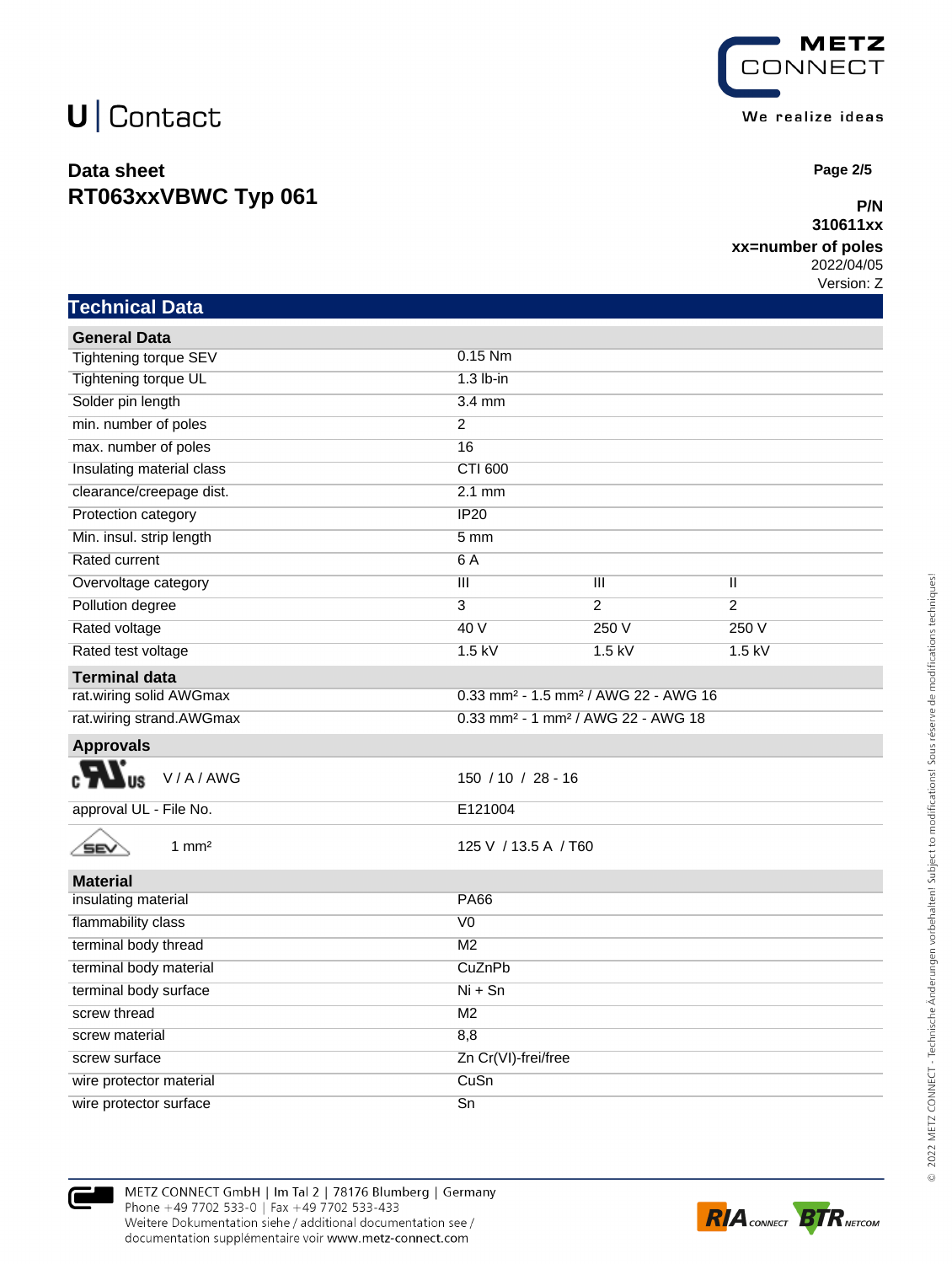# U | Contact

**Data sheet**
**RT063xxVBWC Typ 061**

**P/N**
**310611xx**
**xx=number of poles**
2022/04/05
Version: Z

## Technical Data

| **General Data** | | | |
|---|---|---|---|
| Tightening torque SEV | 0.15 Nm | | |
| Tightening torque UL | 1.3 lb-in | | |
| Solder pin length | 3.4 mm | | |
| min. number of poles | 2 | | |
| max. number of poles | 16 | | |
| Insulating material class | CTI 600 | | |
| clearance/creepage dist. | 2.1 mm | | |
| Protection category | IP20 | | |
| Min. insul. strip length | 5 mm | | |
| Rated current | 6 A | | |
| Overvoltage category | III | III | II |
| Pollution degree | 3 | 2 | 2 |
| Rated voltage | 40 V | 250 V | 250 V |
| Rated test voltage | 1.5 kV | 1.5 kV | 1.5 kV |
| **Terminal data** | | | |
| rat.wiring solid AWGmax | 0.33 mm² - 1.5 mm² / AWG 22 - AWG 16 | | |
| rat.wiring strand.AWGmax | 0.33 mm² - 1 mm² / AWG 22 - AWG 18 | | |
| **Approvals** | | | |
| cULus V / A / AWG | 150 / 10 / 28 - 16 | | |
| approval UL - File No. | E121004 | | |
| SEV 1 mm² | 125 V / 13.5 A / T60 | | |
| **Material** | | | |
| insulating material | PA66 | | |
| flammability class | V0 | | |
| terminal body thread | M2 | | |
| terminal body material | CuZnPb | | |
| terminal body surface | Ni + Sn | | |
| screw thread | M2 | | |
| screw material | 8,8 | | |
| screw surface | Zn Cr(VI)-frei/free | | |
| wire protector material | CuSn | | |
| wire protector surface | Sn | | |

METZ CONNECT GmbH | Im Tal 2 | 78176 Blumberg | Germany
Phone +49 7702 533-0 | Fax +49 7702 533-433
Weitere Dokumentation siehe / additional documentation see /
documentation supplémentaire voir www.metz-connect.com

© 2022 METZ CONNECT - Technische Änderungen vorbehalten! Subject to modifications! Sous réserve de modifications techniques!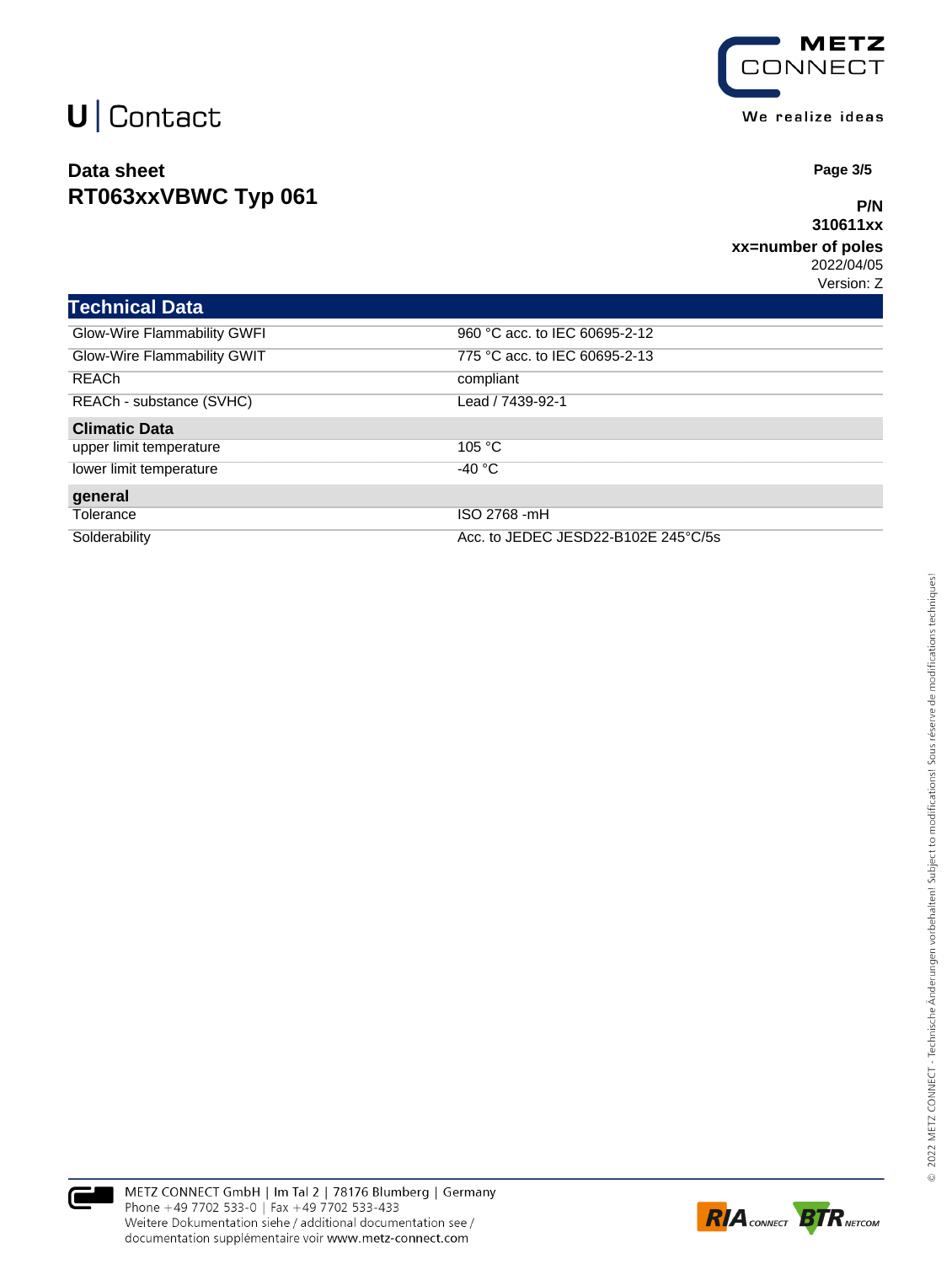U | Contact

## Data sheet
## RT063xxVBWC Typ 061

**P/N**
**310611xx**
**xx=number of poles**
2022/04/05
Version: Z

| Technical Data | |
|---|---|
| Glow-Wire Flammability GWFI | 960 °C acc. to IEC 60695-2-12 |
| Glow-Wire Flammability GWIT | 775 °C acc. to IEC 60695-2-13 |
| REACh | compliant |
| REACh - substance (SVHC) | Lead / 7439-92-1 |
| **Climatic Data** | |
| upper limit temperature | 105 °C |
| lower limit temperature | -40 °C |
| **general** | |
| Tolerance | ISO 2768 -mH |
| Solderability | Acc. to JEDEC JESD22-B102E 245°C/5s |

METZ CONNECT GmbH | Im Tal 2 | 78176 Blumberg | Germany
Phone +49 7702 533-0 | Fax +49 7702 533-433
Weitere Dokumentation siehe / additional documentation see /
documentation supplémentaire voir www.metz-connect.com

© 2022 METZ CONNECT - Technische Änderungen vorbehalten! Subject to modifications! Sous réserve de modifications techniques!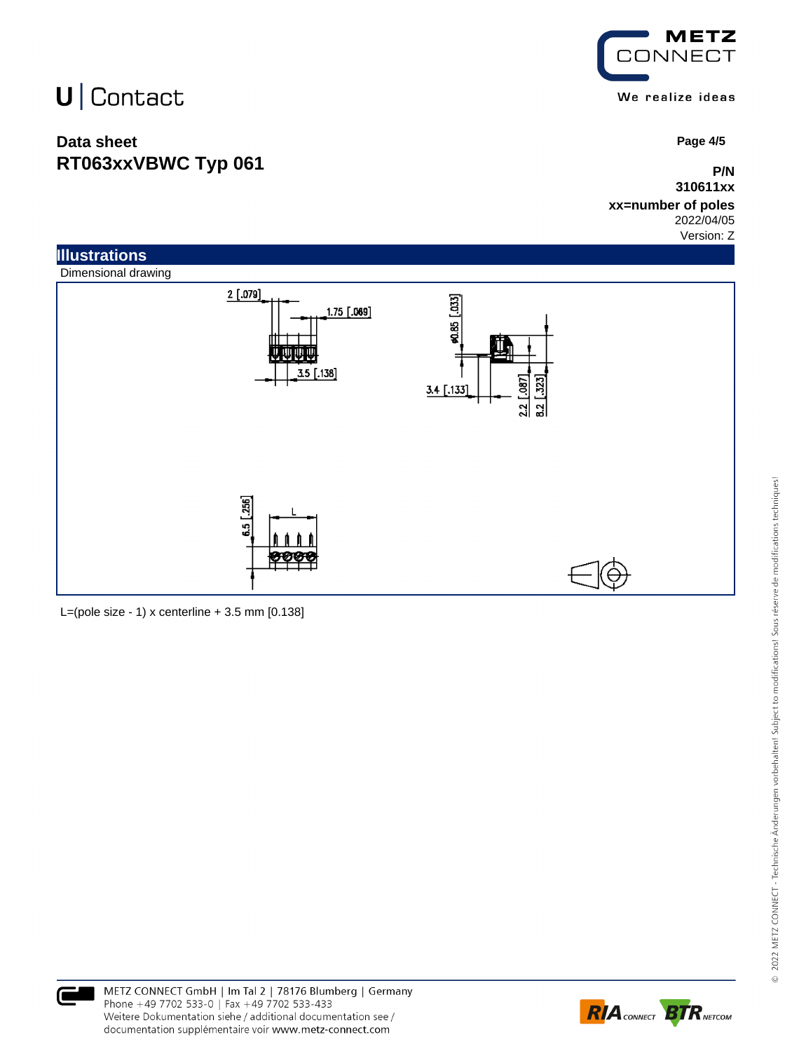U | Contact

**Data sheet**
**RT063xxVBWC Typ 061**

**P/N**
**310611xx**
**xx=number of poles**
2022/04/05
Version: Z

## Illustrations

Dimensional drawing

2 [.079]
1.75 [.069]
3.5 [.138]
ø0.85 [.033]
3.4 [.133]
2.2 [.087]
8.2 [.323]
6.5 [.256]
L

L=(pole size - 1) x centerline + 3.5 mm [0.138]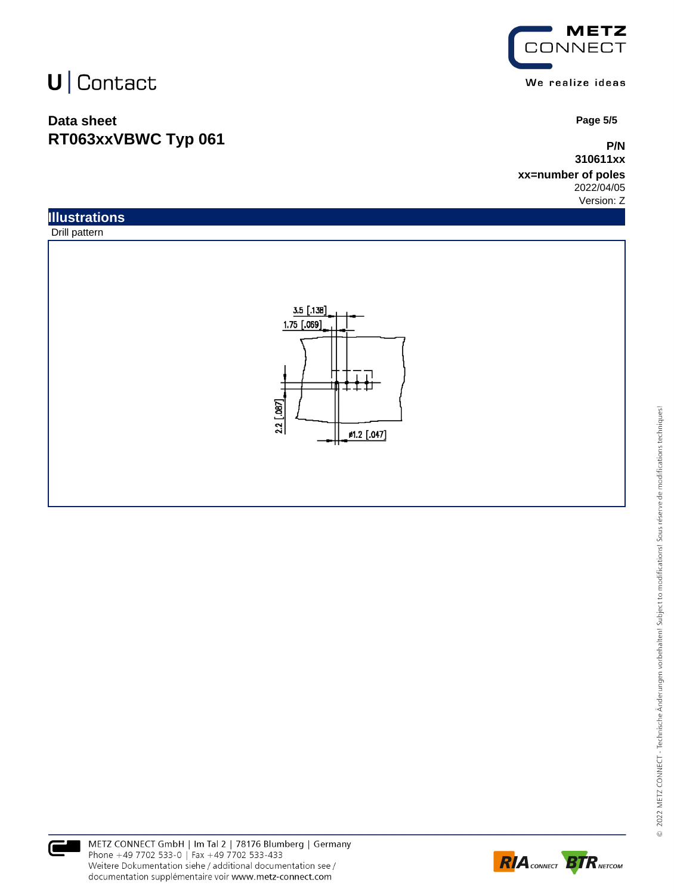**Data sheet**
**RT063xxVBWC Typ 061**

**P/N**
**310611xx**
**xx=number of poles**
2022/04/05
Version: Z

## Illustrations

Drill pattern

3.5 [.138]
1.75 [.069]
2.2 [.087]
ø1.2 [.047]

METZ CONNECT GmbH | Im Tal 2 | 78176 Blumberg | Germany
Phone +49 7702 533-0 | Fax +49 7702 533-433
Weitere Dokumentation siehe / additional documentation see /
documentation supplémentaire voir www.metz-connect.com

© 2022 METZ CONNECT - Technische Änderungen vorbehalten! Subject to modifications! Sous réserve de modifications techniques!